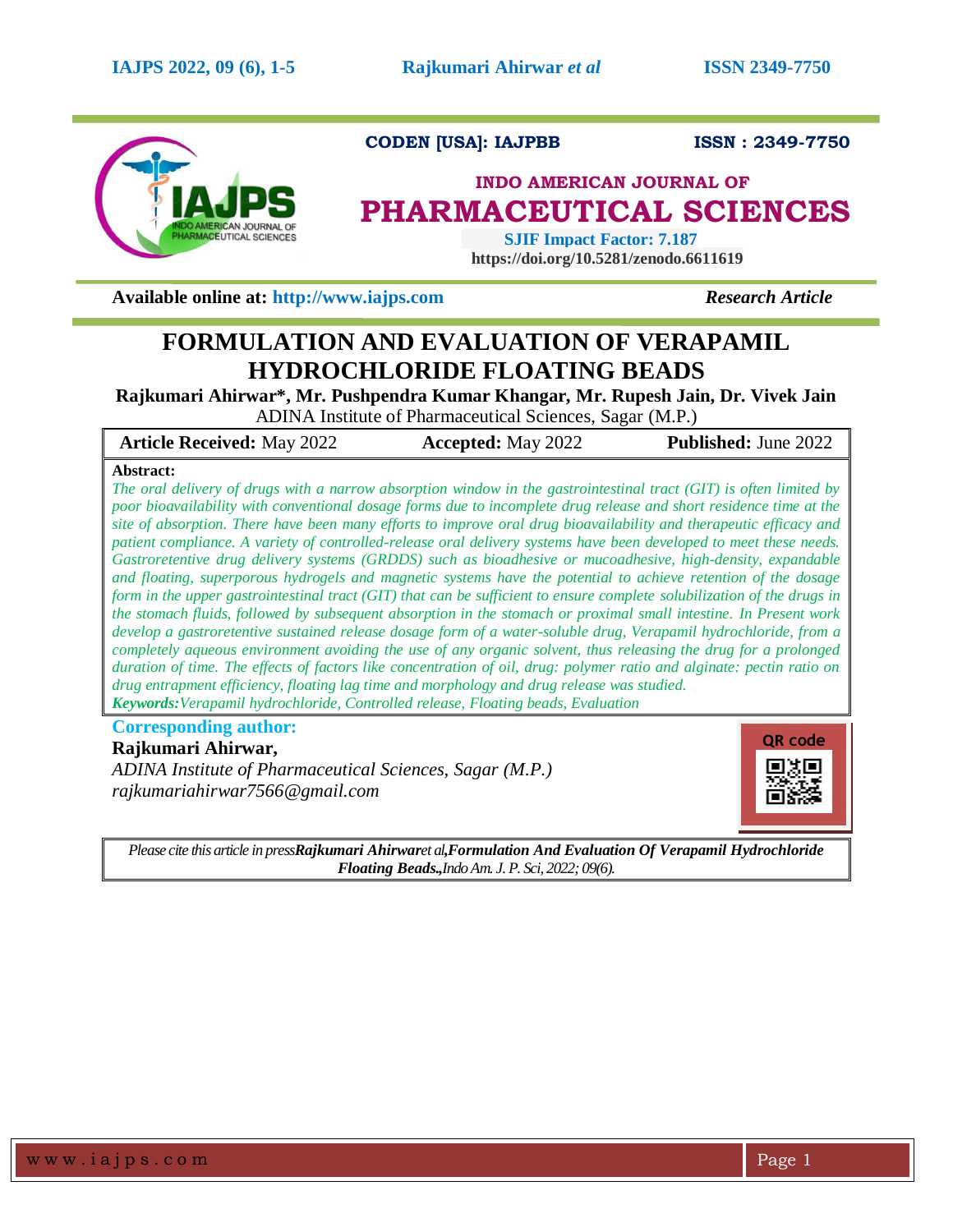CODEN [USA]: IAJPBB ISSN : 2349-7750

**INDO AMERICAN JOURNAL OF**
# PHARMACEUTICAL SCIENCES

**SJIF Impact Factor: 7.187**
**https://doi.org/10.5281/zenodo.6611619**

**Available online at: http://www.iajps.com** *Research Article*

# FORMULATION AND EVALUATION OF VERAPAMIL HYDROCHLORIDE FLOATING BEADS

**Rajkumari Ahirwar*, Mr. Pushpendra Kumar Khangar, Mr. Rupesh Jain, Dr. Vivek Jain**
ADINA Institute of Pharmaceutical Sciences, Sagar (M.P.)

| **Article Received:** May 2022 | **Accepted:** May 2022 | **Published:** June 2022 |
|---|---|---|

**Abstract:**

*The oral delivery of drugs with a narrow absorption window in the gastrointestinal tract (GIT) is often limited by poor bioavailability with conventional dosage forms due to incomplete drug release and short residence time at the site of absorption. There have been many efforts to improve oral drug bioavailability and therapeutic efficacy and patient compliance. A variety of controlled-release oral delivery systems have been developed to meet these needs. Gastroretentive drug delivery systems (GRDDS) such as bioadhesive or mucoadhesive, high-density, expandable and floating, superporous hydrogels and magnetic systems have the potential to achieve retention of the dosage form in the upper gastrointestinal tract (GIT) that can be sufficient to ensure complete solubilization of the drugs in the stomach fluids, followed by subsequent absorption in the stomach or proximal small intestine. In Present work develop a gastroretentive sustained release dosage form of a water-soluble drug, Verapamil hydrochloride, from a completely aqueous environment avoiding the use of any organic solvent, thus releasing the drug for a prolonged duration of time. The effects of factors like concentration of oil, drug: polymer ratio and alginate: pectin ratio on drug entrapment efficiency, floating lag time and morphology and drug release was studied.*

***Keywords:*** *Verapamil hydrochloride, Controlled release, Floating beads, Evaluation*

**Corresponding author:**

**Rajkumari Ahirwar,**
*ADINA Institute of Pharmaceutical Sciences, Sagar (M.P.)*
*rajkumariahirwar7566@gmail.com*

QR code

*Please cite this article in press* ***Rajkumari Ahirwar** et al,* ***Formulation And Evaluation Of Verapamil Hydrochloride Floating Beads.,*** *Indo Am. J. P. Sci, 2022; 09(6).*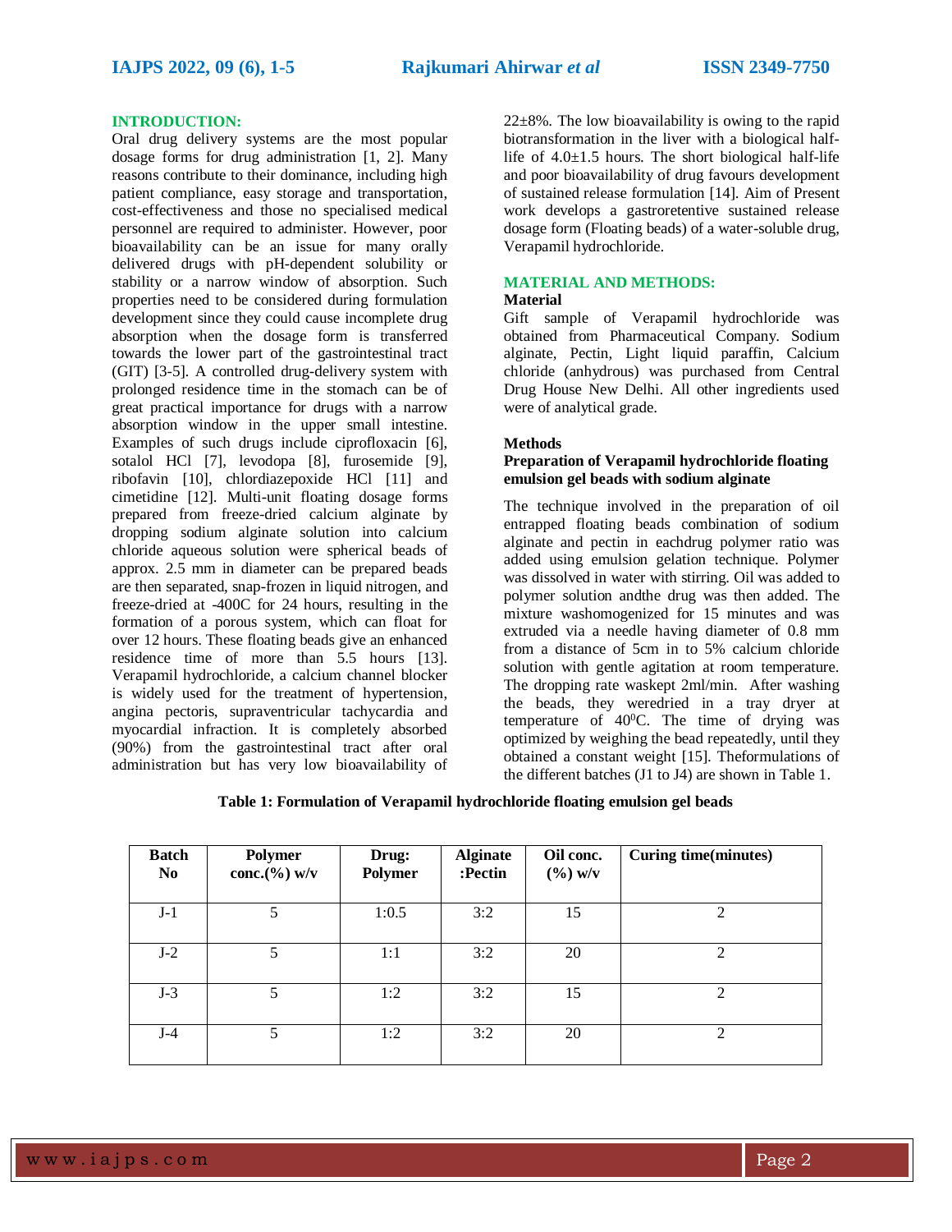## INTRODUCTION:

Oral drug delivery systems are the most popular dosage forms for drug administration [1, 2]. Many reasons contribute to their dominance, including high patient compliance, easy storage and transportation, cost-effectiveness and those no specialised medical personnel are required to administer. However, poor bioavailability can be an issue for many orally delivered drugs with pH-dependent solubility or stability or a narrow window of absorption. Such properties need to be considered during formulation development since they could cause incomplete drug absorption when the dosage form is transferred towards the lower part of the gastrointestinal tract (GIT) [3-5]. A controlled drug-delivery system with prolonged residence time in the stomach can be of great practical importance for drugs with a narrow absorption window in the upper small intestine. Examples of such drugs include ciprofloxacin [6], sotalol HCl [7], levodopa [8], furosemide [9], ribofavin [10], chlordiazepoxide HCl [11] and cimetidine [12]. Multi-unit floating dosage forms prepared from freeze-dried calcium alginate by dropping sodium alginate solution into calcium chloride aqueous solution were spherical beads of approx. 2.5 mm in diameter can be prepared beads are then separated, snap-frozen in liquid nitrogen, and freeze-dried at -400C for 24 hours, resulting in the formation of a porous system, which can float for over 12 hours. These floating beads give an enhanced residence time of more than 5.5 hours [13]. Verapamil hydrochloride, a calcium channel blocker is widely used for the treatment of hypertension, angina pectoris, supraventricular tachycardia and myocardial infraction. It is completely absorbed (90%) from the gastrointestinal tract after oral administration but has very low bioavailability of 22±8%. The low bioavailability is owing to the rapid biotransformation in the liver with a biological half-life of 4.0±1.5 hours. The short biological half-life and poor bioavailability of drug favours development of sustained release formulation [14]. Aim of Present work develops a gastroretentive sustained release dosage form (Floating beads) of a water-soluble drug, Verapamil hydrochloride.

## MATERIAL AND METHODS:

### Material

Gift sample of Verapamil hydrochloride was obtained from Pharmaceutical Company. Sodium alginate, Pectin, Light liquid paraffin, Calcium chloride (anhydrous) was purchased from Central Drug House New Delhi. All other ingredients used were of analytical grade.

### Methods

**Preparation of Verapamil hydrochloride floating emulsion gel beads with sodium alginate**

The technique involved in the preparation of oil entrapped floating beads combination of sodium alginate and pectin in eachdrug polymer ratio was added using emulsion gelation technique. Polymer was dissolved in water with stirring. Oil was added to polymer solution andthe drug was then added. The mixture washomogenized for 15 minutes and was extruded via a needle having diameter of 0.8 mm from a distance of 5cm in to 5% calcium chloride solution with gentle agitation at room temperature. The dropping rate waskept 2ml/min. After washing the beads, they weredried in a tray dryer at temperature of $40^0$C. The time of drying was optimized by weighing the bead repeatedly, until they obtained a constant weight [15]. Theformulations of the different batches (J1 to J4) are shown in Table 1.

**Table 1: Formulation of Verapamil hydrochloride floating emulsion gel beads**

| Batch No | Polymer conc.(%) w/v | Drug: Polymer | Alginate :Pectin | Oil conc. (%) w/v | Curing time(minutes) |
|---|---|---|---|---|---|
| J-1 | 5 | 1:0.5 | 3:2 | 15 | 2 |
| J-2 | 5 | 1:1 | 3:2 | 20 | 2 |
| J-3 | 5 | 1:2 | 3:2 | 15 | 2 |
| J-4 | 5 | 1:2 | 3:2 | 20 | 2 |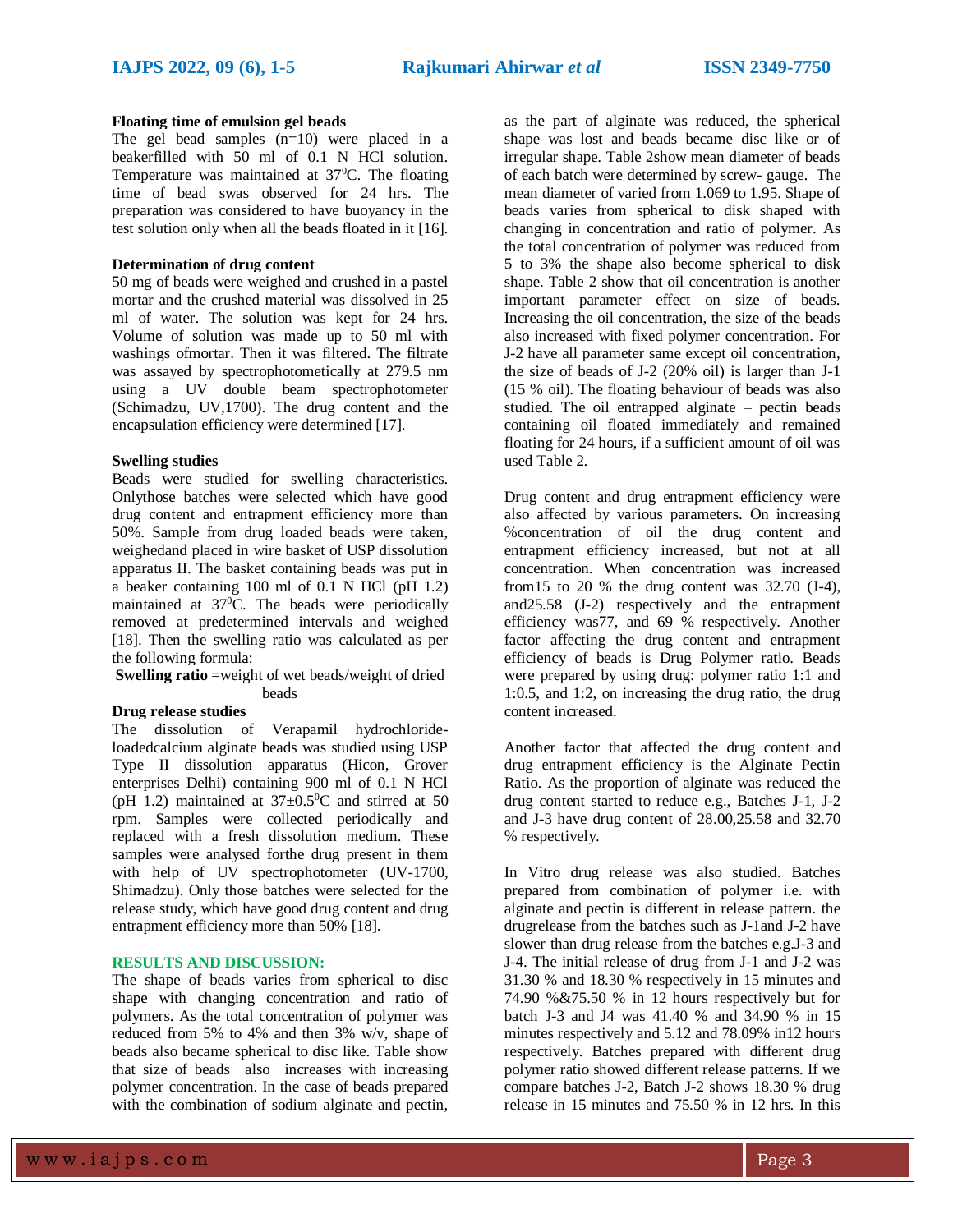**Floating time of emulsion gel beads**

The gel bead samples (n=10) were placed in a beakerfilled with 50 ml of 0.1 N HCl solution. Temperature was maintained at $37^0$C. The floating time of bead swas observed for 24 hrs. The preparation was considered to have buoyancy in the test solution only when all the beads floated in it [16].

**Determination of drug content**

50 mg of beads were weighed and crushed in a pastel mortar and the crushed material was dissolved in 25 ml of water. The solution was kept for 24 hrs. Volume of solution was made up to 50 ml with washings ofmortar. Then it was filtered. The filtrate was assayed by spectrophotometically at 279.5 nm using a UV double beam spectrophotometer (Schimadzu, UV,1700). The drug content and the encapsulation efficiency were determined [17].

**Swelling studies**

Beads were studied for swelling characteristics. Onlythose batches were selected which have good drug content and entrapment efficiency more than 50%. Sample from drug loaded beads were taken, weighedand placed in wire basket of USP dissolution apparatus II. The basket containing beads was put in a beaker containing 100 ml of 0.1 N HCl (pH 1.2) maintained at $37^0$C. The beads were periodically removed at predetermined intervals and weighed [18]. Then the swelling ratio was calculated as per the following formula:

**Swelling ratio** =weight of wet beads/weight of dried beads

**Drug release studies**

The dissolution of Verapamil hydrochloride-loadedcalcium alginate beads was studied using USP Type II dissolution apparatus (Hicon, Grover enterprises Delhi) containing 900 ml of 0.1 N HCl (pH 1.2) maintained at $37\pm0.5^0$C and stirred at 50 rpm. Samples were collected periodically and replaced with a fresh dissolution medium. These samples were analysed forthe drug present in them with help of UV spectrophotometer (UV-1700, Shimadzu). Only those batches were selected for the release study, which have good drug content and drug entrapment efficiency more than 50% [18].

## RESULTS AND DISCUSSION:

The shape of beads varies from spherical to disc shape with changing concentration and ratio of polymers. As the total concentration of polymer was reduced from 5% to 4% and then 3% w/v, shape of beads also became spherical to disc like. Table show that size of beads also increases with increasing polymer concentration. In the case of beads prepared with the combination of sodium alginate and pectin, as the part of alginate was reduced, the spherical shape was lost and beads became disc like or of irregular shape. Table 2show mean diameter of beads of each batch were determined by screw- gauge. The mean diameter of varied from 1.069 to 1.95. Shape of beads varies from spherical to disk shaped with changing in concentration and ratio of polymer. As the total concentration of polymer was reduced from 5 to 3% the shape also become spherical to disk shape. Table 2 show that oil concentration is another important parameter effect on size of beads. Increasing the oil concentration, the size of the beads also increased with fixed polymer concentration. For J-2 have all parameter same except oil concentration, the size of beads of J-2 (20% oil) is larger than J-1 (15 % oil). The floating behaviour of beads was also studied. The oil entrapped alginate – pectin beads containing oil floated immediately and remained floating for 24 hours, if a sufficient amount of oil was used Table 2.

Drug content and drug entrapment efficiency were also affected by various parameters. On increasing %concentration of oil the drug content and entrapment efficiency increased, but not at all concentration. When concentration was increased from15 to 20 % the drug content was 32.70 (J-4), and25.58 (J-2) respectively and the entrapment efficiency was77, and 69 % respectively. Another factor affecting the drug content and entrapment efficiency of beads is Drug Polymer ratio. Beads were prepared by using drug: polymer ratio 1:1 and 1:0.5, and 1:2, on increasing the drug ratio, the drug content increased.

Another factor that affected the drug content and drug entrapment efficiency is the Alginate Pectin Ratio. As the proportion of alginate was reduced the drug content started to reduce e.g., Batches J-1, J-2 and J-3 have drug content of 28.00,25.58 and 32.70 % respectively.

In Vitro drug release was also studied. Batches prepared from combination of polymer i.e. with alginate and pectin is different in release pattern. the drugrelease from the batches such as J-1and J-2 have slower than drug release from the batches e.g.J-3 and J-4. The initial release of drug from J-1 and J-2 was 31.30 % and 18.30 % respectively in 15 minutes and 74.90 %&75.50 % in 12 hours respectively but for batch J-3 and J4 was 41.40 % and 34.90 % in 15 minutes respectively and 5.12 and 78.09% in12 hours respectively. Batches prepared with different drug polymer ratio showed different release patterns. If we compare batches J-2, Batch J-2 shows 18.30 % drug release in 15 minutes and 75.50 % in 12 hrs. In this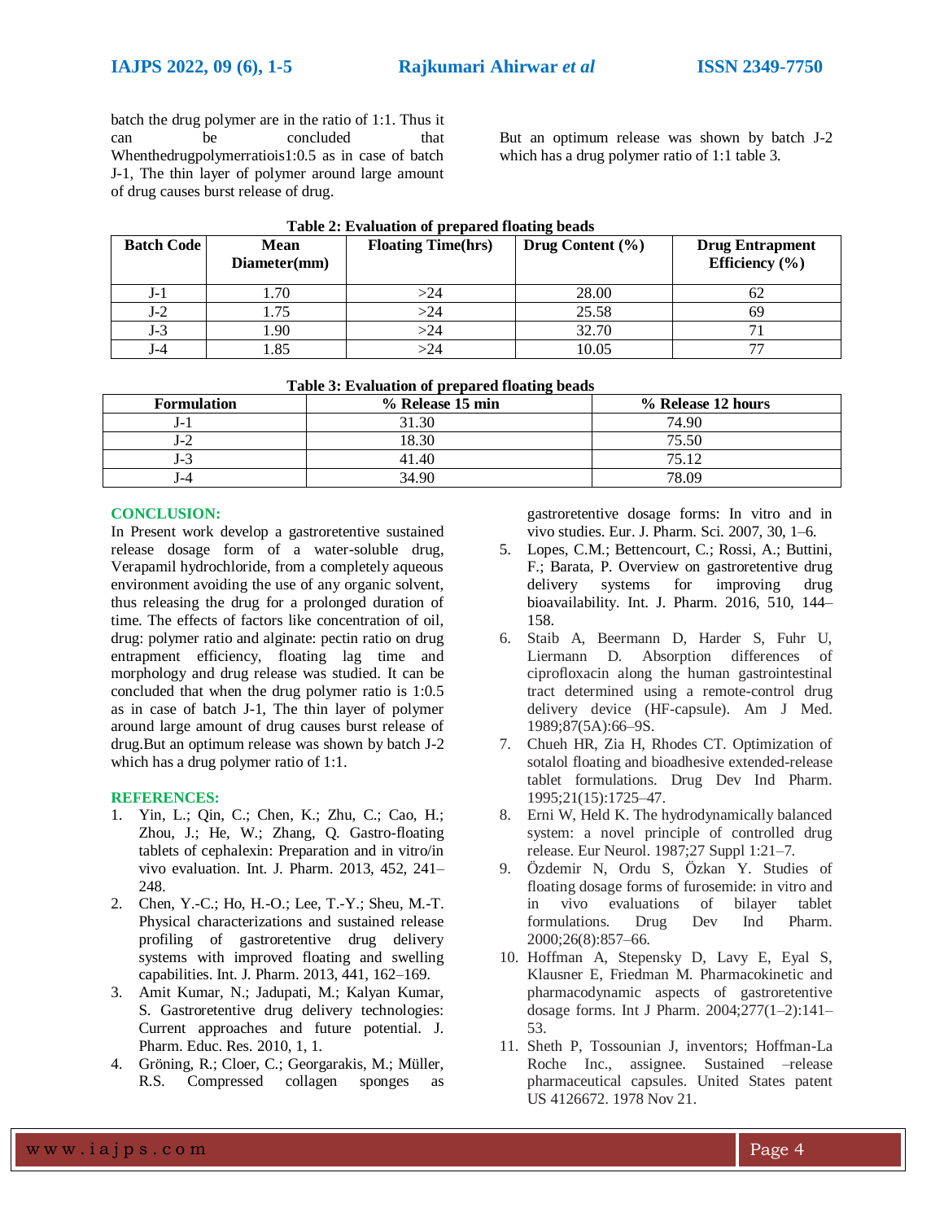batch the drug polymer are in the ratio of 1:1. Thus it can be concluded that Whenthedrugpolymerratiois1:0.5 as in case of batch J-1, The thin layer of polymer around large amount of drug causes burst release of drug.

But an optimum release was shown by batch J-2 which has a drug polymer ratio of 1:1 table 3.

**Table 2: Evaluation of prepared floating beads**

| Batch Code | Mean Diameter(mm) | Floating Time(hrs) | Drug Content (%) | Drug Entrapment Efficiency (%) |
|---|---|---|---|---|
| J-1 | 1.70 | >24 | 28.00 | 62 |
| J-2 | 1.75 | >24 | 25.58 | 69 |
| J-3 | 1.90 | >24 | 32.70 | 71 |
| J-4 | 1.85 | >24 | 10.05 | 77 |

**Table 3: Evaluation of prepared floating beads**

| Formulation | % Release 15 min | % Release 12 hours |
|---|---|---|
| J-1 | 31.30 | 74.90 |
| J-2 | 18.30 | 75.50 |
| J-3 | 41.40 | 75.12 |
| J-4 | 34.90 | 78.09 |

## CONCLUSION:

In Present work develop a gastroretentive sustained release dosage form of a water-soluble drug, Verapamil hydrochloride, from a completely aqueous environment avoiding the use of any organic solvent, thus releasing the drug for a prolonged duration of time. The effects of factors like concentration of oil, drug: polymer ratio and alginate: pectin ratio on drug entrapment efficiency, floating lag time and morphology and drug release was studied. It can be concluded that when the drug polymer ratio is 1:0.5 as in case of batch J-1, The thin layer of polymer around large amount of drug causes burst release of drug.But an optimum release was shown by batch J-2 which has a drug polymer ratio of 1:1.

## REFERENCES:

1. Yin, L.; Qin, C.; Chen, K.; Zhu, C.; Cao, H.; Zhou, J.; He, W.; Zhang, Q. Gastro-floating tablets of cephalexin: Preparation and in vitro/in vivo evaluation. Int. J. Pharm. 2013, 452, 241–248.
2. Chen, Y.-C.; Ho, H.-O.; Lee, T.-Y.; Sheu, M.-T. Physical characterizations and sustained release profiling of gastroretentive drug delivery systems with improved floating and swelling capabilities. Int. J. Pharm. 2013, 441, 162–169.
3. Amit Kumar, N.; Jadupati, M.; Kalyan Kumar, S. Gastroretentive drug delivery technologies: Current approaches and future potential. J. Pharm. Educ. Res. 2010, 1, 1.
4. Gröning, R.; Cloer, C.; Georgarakis, M.; Müller, R.S. Compressed collagen sponges as gastroretentive dosage forms: In vitro and in vivo studies. Eur. J. Pharm. Sci. 2007, 30, 1–6.
5. Lopes, C.M.; Bettencourt, C.; Rossi, A.; Buttini, F.; Barata, P. Overview on gastroretentive drug delivery systems for improving drug bioavailability. Int. J. Pharm. 2016, 510, 144–158.
6. Staib A, Beermann D, Harder S, Fuhr U, Liermann D. Absorption differences of ciprofloxacin along the human gastrointestinal tract determined using a remote-control drug delivery device (HF-capsule). Am J Med. 1989;87(5A):66–9S.
7. Chueh HR, Zia H, Rhodes CT. Optimization of sotalol floating and bioadhesive extended-release tablet formulations. Drug Dev Ind Pharm. 1995;21(15):1725–47.
8. Erni W, Held K. The hydrodynamically balanced system: a novel principle of controlled drug release. Eur Neurol. 1987;27 Suppl 1:21–7.
9. Özdemir N, Ordu S, Özkan Y. Studies of floating dosage forms of furosemide: in vitro and in vivo evaluations of bilayer tablet formulations. Drug Dev Ind Pharm. 2000;26(8):857–66.
10. Hoffman A, Stepensky D, Lavy E, Eyal S, Klausner E, Friedman M. Pharmacokinetic and pharmacodynamic aspects of gastroretentive dosage forms. Int J Pharm. 2004;277(1–2):141–53.
11. Sheth P, Tossounian J, inventors; Hoffman-La Roche Inc., assignee. Sustained –release pharmaceutical capsules. United States patent US 4126672. 1978 Nov 21.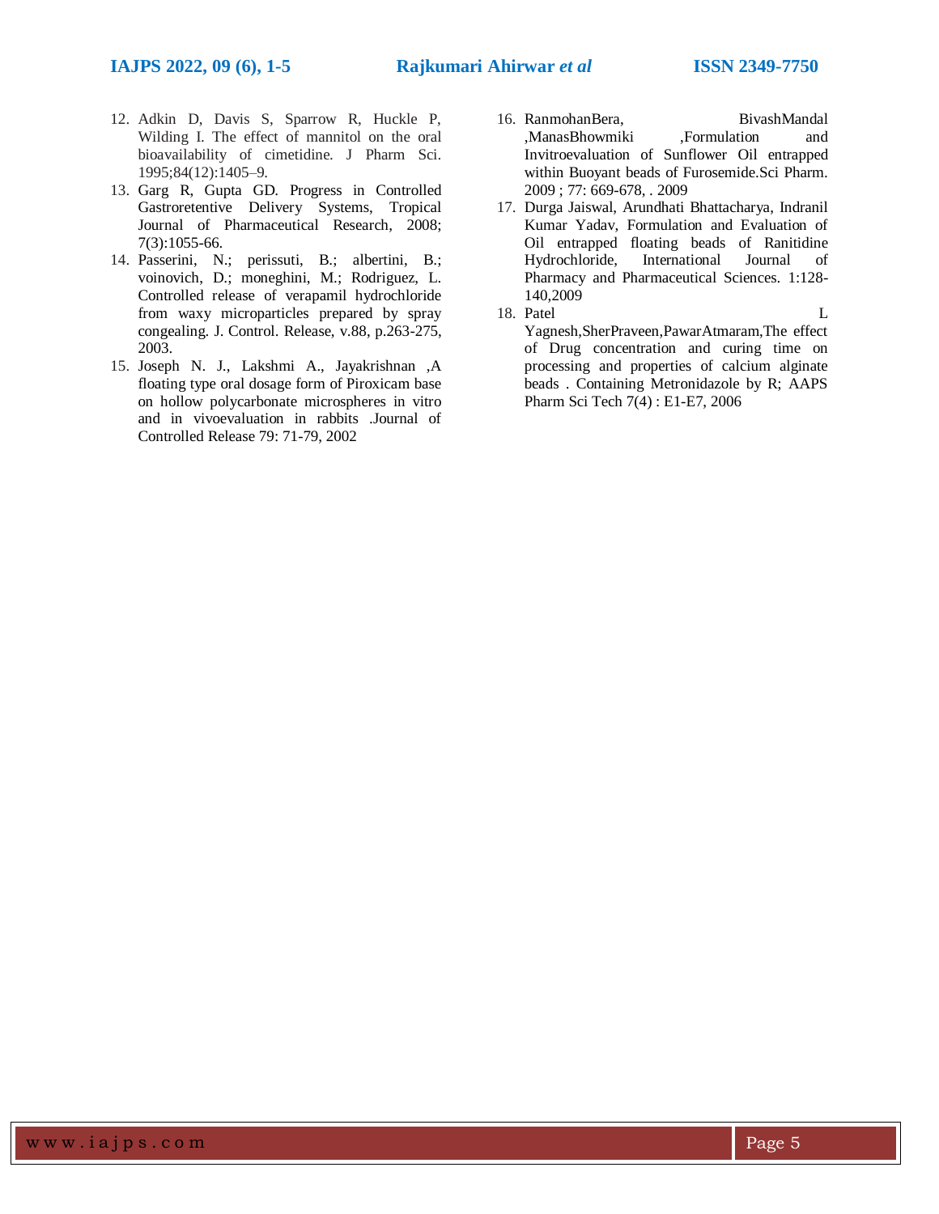12. Adkin D, Davis S, Sparrow R, Huckle P, Wilding I. The effect of mannitol on the oral bioavailability of cimetidine. J Pharm Sci. 1995;84(12):1405–9.
13. Garg R, Gupta GD. Progress in Controlled Gastroretentive Delivery Systems, Tropical Journal of Pharmaceutical Research, 2008; 7(3):1055-66.
14. Passerini, N.; perissuti, B.; albertini, B.; voinovich, D.; moneghini, M.; Rodriguez, L. Controlled release of verapamil hydrochloride from waxy microparticles prepared by spray congealing. J. Control. Release, v.88, p.263-275, 2003.
15. Joseph N. J., Lakshmi A., Jayakrishnan ,A floating type oral dosage form of Piroxicam base on hollow polycarbonate microspheres in vitro and in vivoevaluation in rabbits .Journal of Controlled Release 79: 71-79, 2002
16. RanmohanBera, BivashMandal ,ManasBhowmiki ,Formulation and Invitroevaluation of Sunflower Oil entrapped within Buoyant beads of Furosemide.Sci Pharm. 2009 ; 77: 669-678, . 2009
17. Durga Jaiswal, Arundhati Bhattacharya, Indranil Kumar Yadav, Formulation and Evaluation of Oil entrapped floating beads of Ranitidine Hydrochloride, International Journal of Pharmacy and Pharmaceutical Sciences. 1:128-140,2009
18. Patel L Yagnesh,SherPraveen,PawarAtmaram,The effect of Drug concentration and curing time on processing and properties of calcium alginate beads . Containing Metronidazole by R; AAPS Pharm Sci Tech 7(4) : E1-E7, 2006